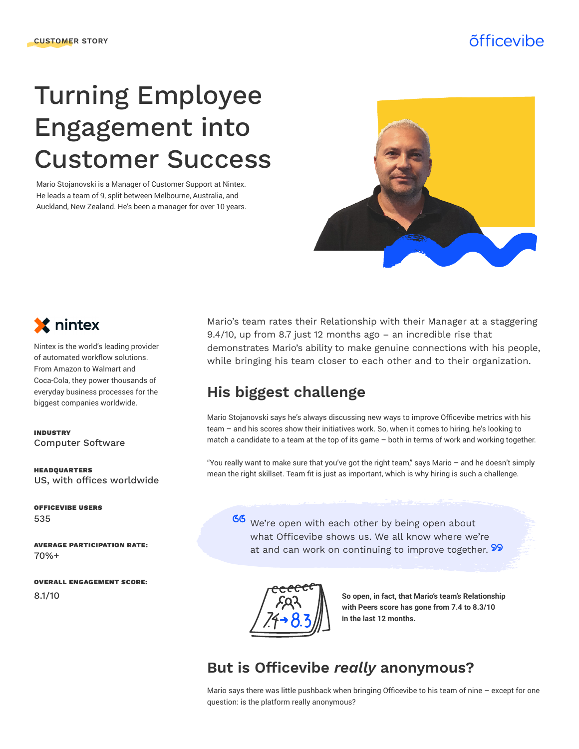CUSTOMER STORY

officevibe

# Turning Employee Engagement into Customer Success

Mario Stojanovski is a Manager of Customer Support at Nintex. He leads a team of 9, split between Melbourne, Australia, and Auckland, New Zealand. He's been a manager for over 10 years.

nintex

Nintex is the world's leading provider of automated workflow solutions. From Amazon to Walmart and Coca-Cola, they power thousands of everyday business processes for the biggest companies worldwide.

**INDUSTRY**
Computer Software

**HEADQUARTERS**
US, with offices worldwide

**OFFICEVIBE USERS**
535

**AVERAGE PARTICIPATION RATE:**
70%+

**OVERALL ENGAGEMENT SCORE:**
8.1/10

Mario's team rates their Relationship with their Manager at a staggering 9.4/10, up from 8.7 just 12 months ago – an incredible rise that demonstrates Mario's ability to make genuine connections with his people, while bringing his team closer to each other and to their organization.

## His biggest challenge

Mario Stojanovski says he's always discussing new ways to improve Officevibe metrics with his team – and his scores show their initiatives work. So, when it comes to hiring, he's looking to match a candidate to a team at the top of its game – both in terms of work and working together.

"You really want to make sure that you've got the right team," says Mario – and he doesn't simply mean the right skillset. Team fit is just as important, which is why hiring is such a challenge.

> "We're open with each other by being open about what Officevibe shows us. We all know where we're at and can work on continuing to improve together."

7.4 → 8.3

**So open, in fact, that Mario's team's Relationship with Peers score has gone from 7.4 to 8.3/10 in the last 12 months.**

## But is Officevibe *really* anonymous?

Mario says there was little pushback when bringing Officevibe to his team of nine – except for one question: is the platform really anonymous?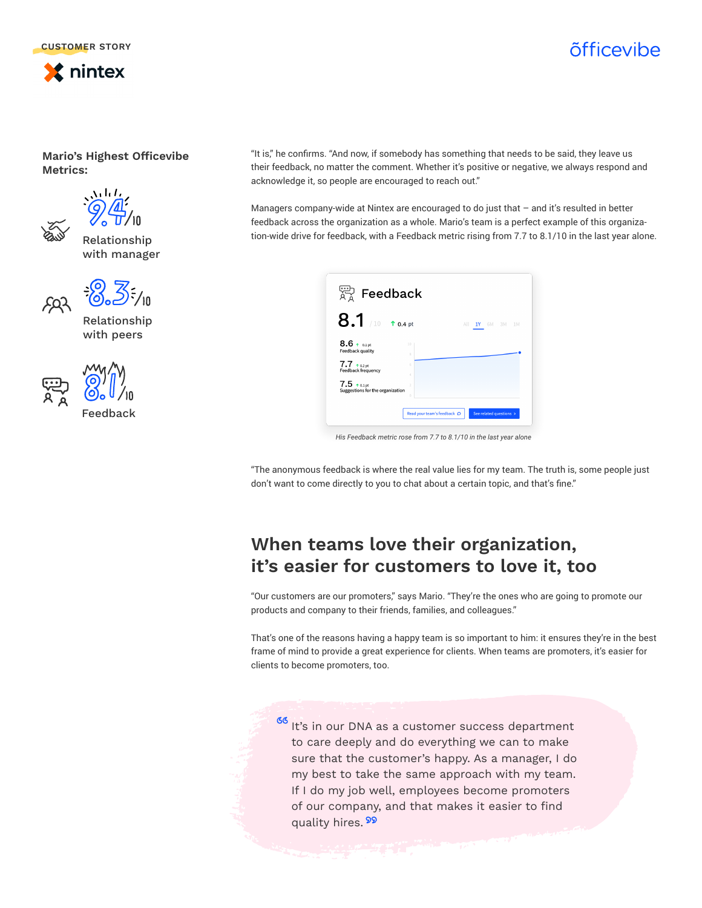CUSTOMER STORY

nintex

officevibe

**Mario's Highest Officevibe Metrics:**

9.4/10 Relationship with manager

8.3/10 Relationship with peers

8.1/10 Feedback

"It is," he confirms. "And now, if somebody has something that needs to be said, they leave us their feedback, no matter the comment. Whether it's positive or negative, we always respond and acknowledge it, so people are encouraged to reach out."

Managers company-wide at Nintex are encouraged to do just that – and it's resulted in better feedback across the organization as a whole. Mario's team is a perfect example of this organization-wide drive for feedback, with a Feedback metric rising from 7.7 to 8.1/10 in the last year alone.

Feedback

8.1 /10 ↑ 0.4 pt

All 1Y 6M 3M 1M

8.6 ↑ 0.1 pt Feedback quality

7.7 ↑ 0.2 pt Feedback frequency

7.5 ↑ 0.1 pt Suggestions for the organization

Read your team's feedback | See related questions

*His Feedback metric rose from 7.7 to 8.1/10 in the last year alone*

"The anonymous feedback is where the real value lies for my team. The truth is, some people just don't want to come directly to you to chat about a certain topic, and that's fine."

## When teams love their organization, it's easier for customers to love it, too

"Our customers are our promoters," says Mario. "They're the ones who are going to promote our products and company to their friends, families, and colleagues."

That's one of the reasons having a happy team is so important to him: it ensures they're in the best frame of mind to provide a great experience for clients. When teams are promoters, it's easier for clients to become promoters, too.

> "It's in our DNA as a customer success department to care deeply and do everything we can to make sure that the customer's happy. As a manager, I do my best to take the same approach with my team. If I do my job well, employees become promoters of our company, and that makes it easier to find quality hires."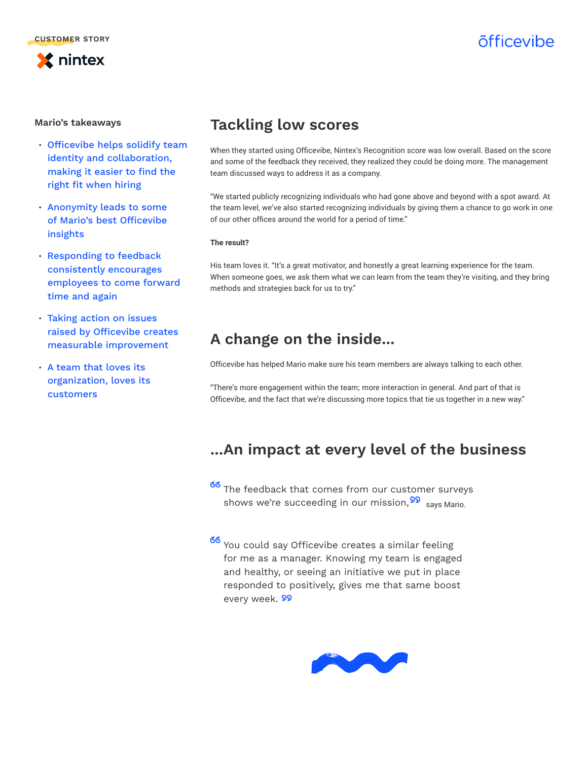CUSTOMER STORY

nintex

officevibe

**Mario's takeaways**

- Officevibe helps solidify team identity and collaboration, making it easier to find the right fit when hiring
- Anonymity leads to some of Mario's best Officevibe insights
- Responding to feedback consistently encourages employees to come forward time and again
- Taking action on issues raised by Officevibe creates measurable improvement
- A team that loves its organization, loves its customers

## Tackling low scores

When they started using Officevibe, Nintex's Recognition score was low overall. Based on the score and some of the feedback they received, they realized they could be doing more. The management team discussed ways to address it as a company.

"We started publicly recognizing individuals who had gone above and beyond with a spot award. At the team level, we've also started recognizing individuals by giving them a chance to go work in one of our other offices around the world for a period of time."

**The result?**

His team loves it. "It's a great motivator, and honestly a great learning experience for the team. When someone goes, we ask them what we can learn from the team they're visiting, and they bring methods and strategies back for us to try."

## A change on the inside...

Officevibe has helped Mario make sure his team members are always talking to each other.

"There's more engagement within the team; more interaction in general. And part of that is Officevibe, and the fact that we're discussing more topics that tie us together in a new way."

## ...An impact at every level of the business

"The feedback that comes from our customer surveys shows we're succeeding in our mission," says Mario.

"You could say Officevibe creates a similar feeling for me as a manager. Knowing my team is engaged and healthy, or seeing an initiative we put in place responded to positively, gives me that same boost every week."